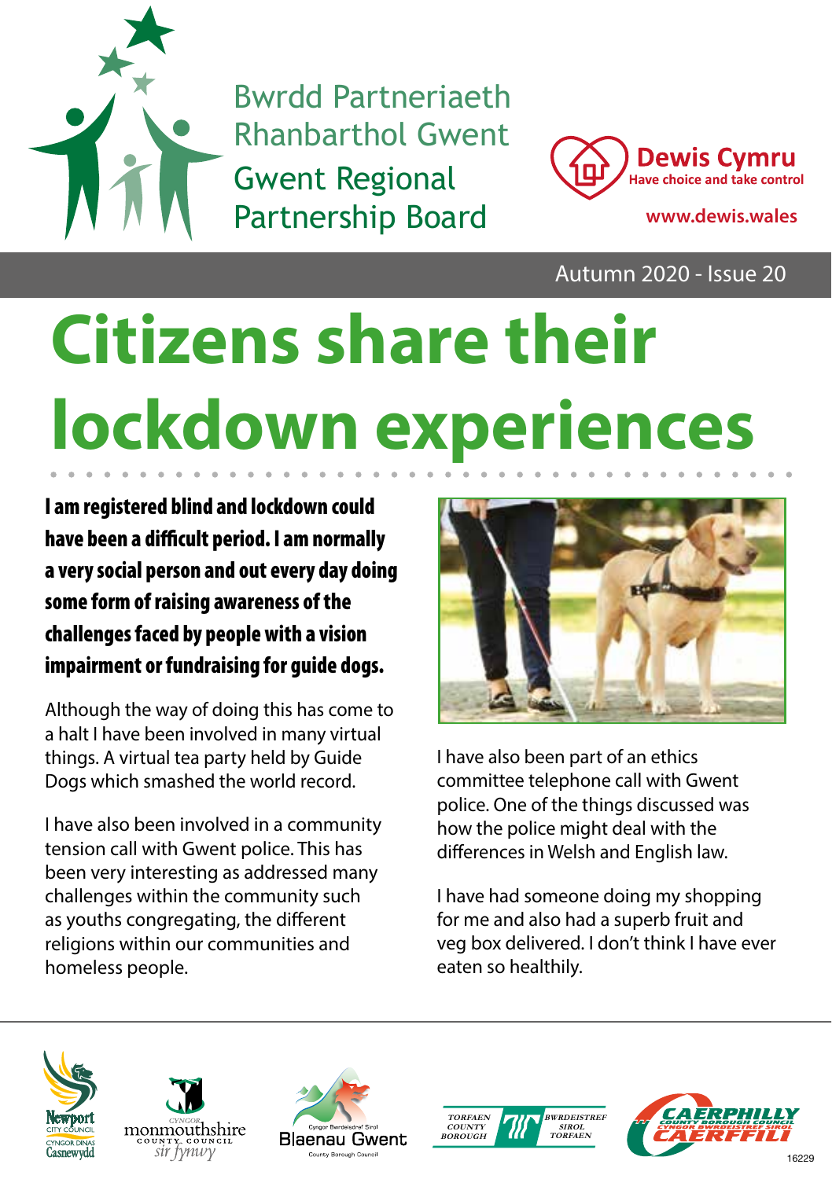Bwrdd Partneriaeth Rhanbarthol Gwent

Gwent Regional Partnership Board

Dewis Cymru
Have choice and take control
www.dewis.wales

Autumn 2020 - Issue 20

# Citizens share their lockdown experiences

**I am registered blind and lockdown could have been a difficult period. I am normally a very social person and out every day doing some form of raising awareness of the challenges faced by people with a vision impairment or fundraising for guide dogs.**

Although the way of doing this has come to a halt I have been involved in many virtual things. A virtual tea party held by Guide Dogs which smashed the world record.

I have also been involved in a community tension call with Gwent police. This has been very interesting as addressed many challenges within the community such as youths congregating, the different religions within our communities and homeless people.

I have also been part of an ethics committee telephone call with Gwent police. One of the things discussed was how the police might deal with the differences in Welsh and English law.

I have had someone doing my shopping for me and also had a superb fruit and veg box delivered. I don't think I have ever eaten so healthily.

Newport City Council / Cyngor Dinas Casnewydd | Cyngor Monmouthshire County Council / Sir Fynwy | Cyngor Bwrdeistref Sirol Blaenau Gwent County Borough Council | Torfaen County Borough / Bwrdeistref Sirol Torfaen | Caerphilly County Borough Council / Cyngor Bwrdeistref Sirol Caerffili

16229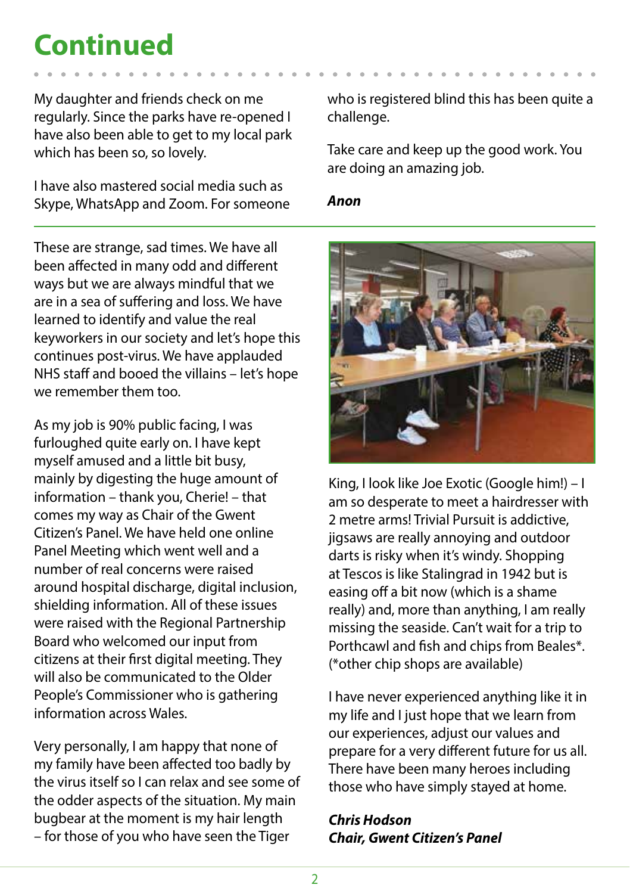# Continued

My daughter and friends check on me regularly. Since the parks have re-opened I have also been able to get to my local park which has been so, so lovely.

I have also mastered social media such as Skype, WhatsApp and Zoom. For someone who is registered blind this has been quite a challenge.

Take care and keep up the good work. You are doing an amazing job.

***Anon***

---

These are strange, sad times. We have all been affected in many odd and different ways but we are always mindful that we are in a sea of suffering and loss. We have learned to identify and value the real keyworkers in our society and let's hope this continues post-virus. We have applauded NHS staff and booed the villains – let's hope we remember them too.

As my job is 90% public facing, I was furloughed quite early on. I have kept myself amused and a little bit busy, mainly by digesting the huge amount of information – thank you, Cherie! – that comes my way as Chair of the Gwent Citizen's Panel. We have held one online Panel Meeting which went well and a number of real concerns were raised around hospital discharge, digital inclusion, shielding information. All of these issues were raised with the Regional Partnership Board who welcomed our input from citizens at their first digital meeting. They will also be communicated to the Older People's Commissioner who is gathering information across Wales.

Very personally, I am happy that none of my family have been affected too badly by the virus itself so I can relax and see some of the odder aspects of the situation. My main bugbear at the moment is my hair length – for those of you who have seen the Tiger King, I look like Joe Exotic (Google him!) – I am so desperate to meet a hairdresser with 2 metre arms! Trivial Pursuit is addictive, jigsaws are really annoying and outdoor darts is risky when it's windy. Shopping at Tescos is like Stalingrad in 1942 but is easing off a bit now (which is a shame really) and, more than anything, I am really missing the seaside. Can't wait for a trip to Porthcawl and fish and chips from Beales*. (*other chip shops are available)

I have never experienced anything like it in my life and I just hope that we learn from our experiences, adjust our values and prepare for a very different future for us all. There have been many heroes including those who have simply stayed at home.

***Chris Hodson***
***Chair, Gwent Citizen's Panel***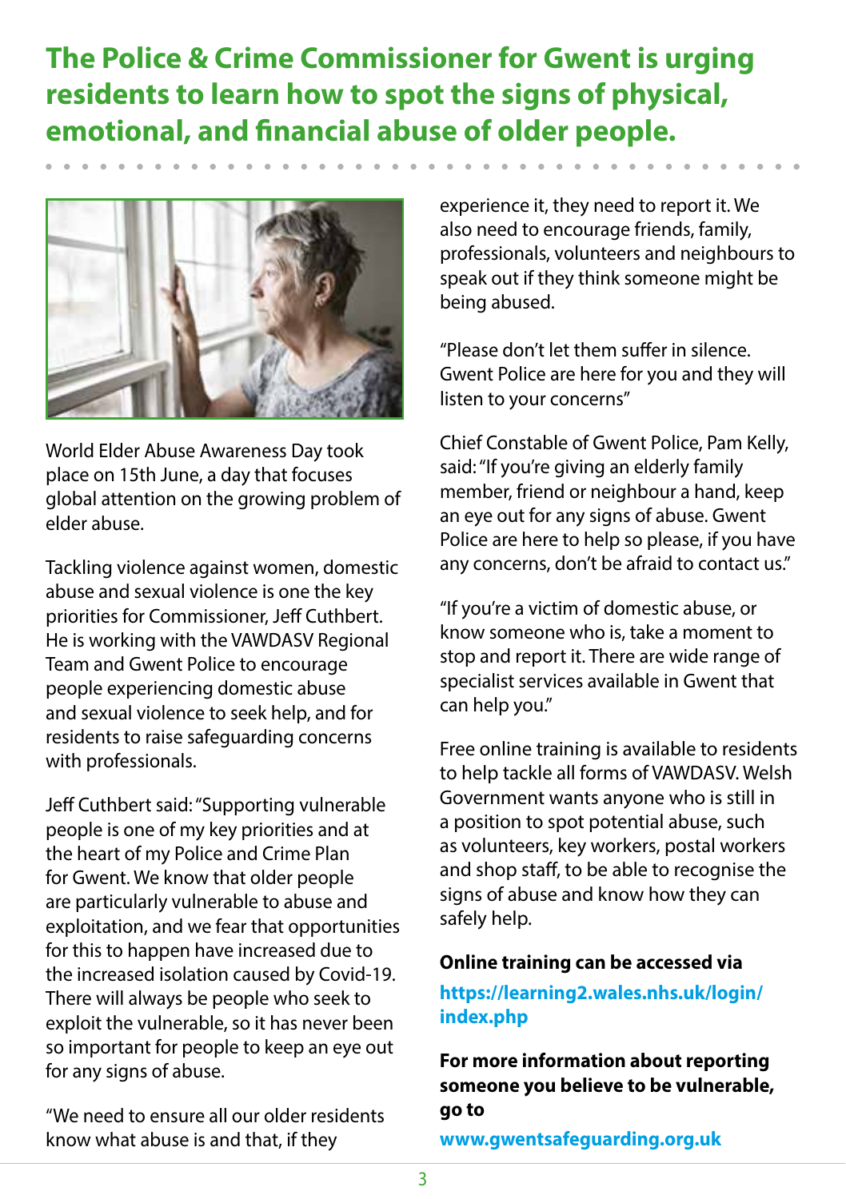## The Police & Crime Commissioner for Gwent is urging residents to learn how to spot the signs of physical, emotional, and financial abuse of older people.

World Elder Abuse Awareness Day took place on 15th June, a day that focuses global attention on the growing problem of elder abuse.

Tackling violence against women, domestic abuse and sexual violence is one the key priorities for Commissioner, Jeff Cuthbert. He is working with the VAWDASV Regional Team and Gwent Police to encourage people experiencing domestic abuse and sexual violence to seek help, and for residents to raise safeguarding concerns with professionals.

Jeff Cuthbert said: "Supporting vulnerable people is one of my key priorities and at the heart of my Police and Crime Plan for Gwent. We know that older people are particularly vulnerable to abuse and exploitation, and we fear that opportunities for this to happen have increased due to the increased isolation caused by Covid-19. There will always be people who seek to exploit the vulnerable, so it has never been so important for people to keep an eye out for any signs of abuse.

"We need to ensure all our older residents know what abuse is and that, if they experience it, they need to report it. We also need to encourage friends, family, professionals, volunteers and neighbours to speak out if they think someone might be being abused.

"Please don't let them suffer in silence. Gwent Police are here for you and they will listen to your concerns"

Chief Constable of Gwent Police, Pam Kelly, said: "If you're giving an elderly family member, friend or neighbour a hand, keep an eye out for any signs of abuse. Gwent Police are here to help so please, if you have any concerns, don't be afraid to contact us."

"If you're a victim of domestic abuse, or know someone who is, take a moment to stop and report it. There are wide range of specialist services available in Gwent that can help you."

Free online training is available to residents to help tackle all forms of VAWDASV. Welsh Government wants anyone who is still in a position to spot potential abuse, such as volunteers, key workers, postal workers and shop staff, to be able to recognise the signs of abuse and know how they can safely help.

**Online training can be accessed via**

**https://learning2.wales.nhs.uk/login/index.php**

**For more information about reporting someone you believe to be vulnerable, go to**

**www.gwentsafeguarding.org.uk**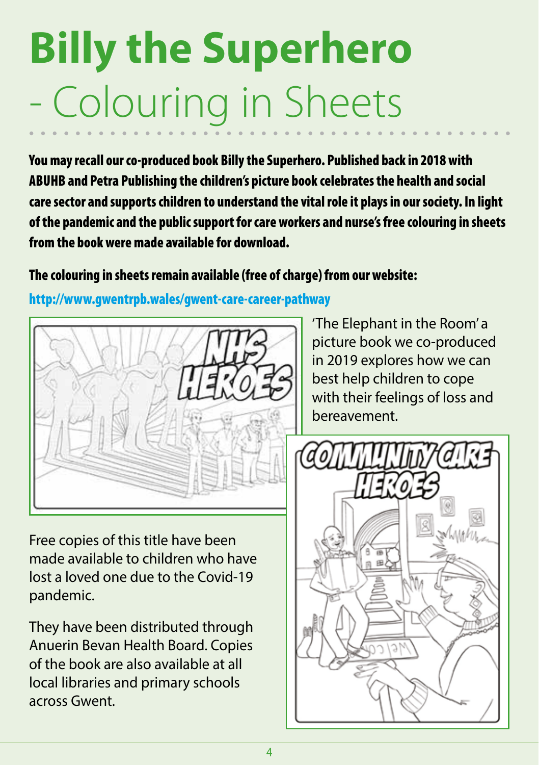# Billy the Superhero - Colouring in Sheets

**You may recall our co-produced book Billy the Superhero. Published back in 2018 with ABUHB and Petra Publishing the children's picture book celebrates the health and social care sector and supports children to understand the vital role it plays in our society. In light of the pandemic and the public support for care workers and nurse's free colouring in sheets from the book were made available for download.**

**The colouring in sheets remain available (free of charge) from our website:**

**http://www.gwentrpb.wales/gwent-care-career-pathway**

'The Elephant in the Room' a picture book we co-produced in 2019 explores how we can best help children to cope with their feelings of loss and bereavement.

Free copies of this title have been made available to children who have lost a loved one due to the Covid-19 pandemic.

They have been distributed through Anuerin Bevan Health Board. Copies of the book are also available at all local libraries and primary schools across Gwent.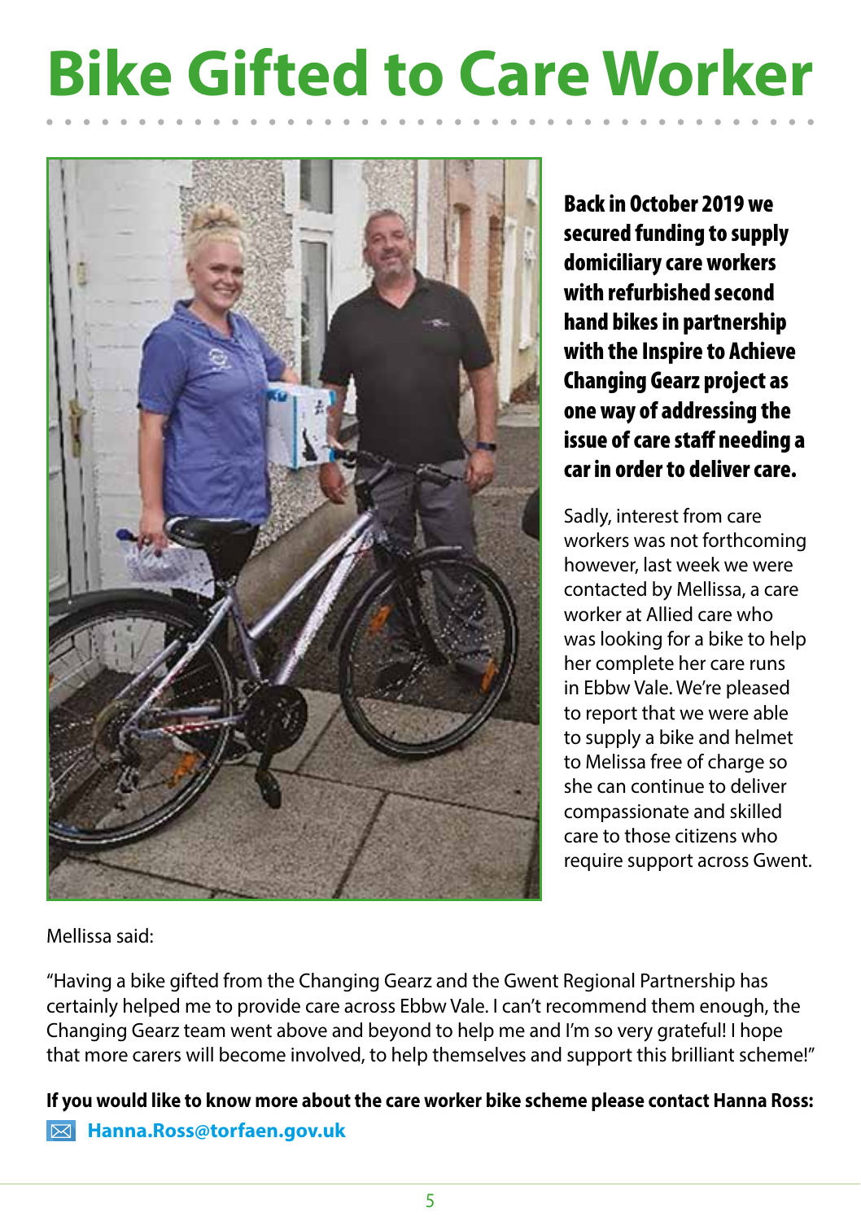# Bike Gifted to Care Worker

**Back in October 2019 we secured funding to supply domiciliary care workers with refurbished second hand bikes in partnership with the Inspire to Achieve Changing Gearz project as one way of addressing the issue of care staff needing a car in order to deliver care.**

Sadly, interest from care workers was not forthcoming however, last week we were contacted by Mellissa, a care worker at Allied care who was looking for a bike to help her complete her care runs in Ebbw Vale. We're pleased to report that we were able to supply a bike and helmet to Melissa free of charge so she can continue to deliver compassionate and skilled care to those citizens who require support across Gwent.

Mellissa said:

"Having a bike gifted from the Changing Gearz and the Gwent Regional Partnership has certainly helped me to provide care across Ebbw Vale. I can't recommend them enough, the Changing Gearz team went above and beyond to help me and I'm so very grateful! I hope that more carers will become involved, to help themselves and support this brilliant scheme!"

**If you would like to know more about the care worker bike scheme please contact Hanna Ross:**

**Hanna.Ross@torfaen.gov.uk**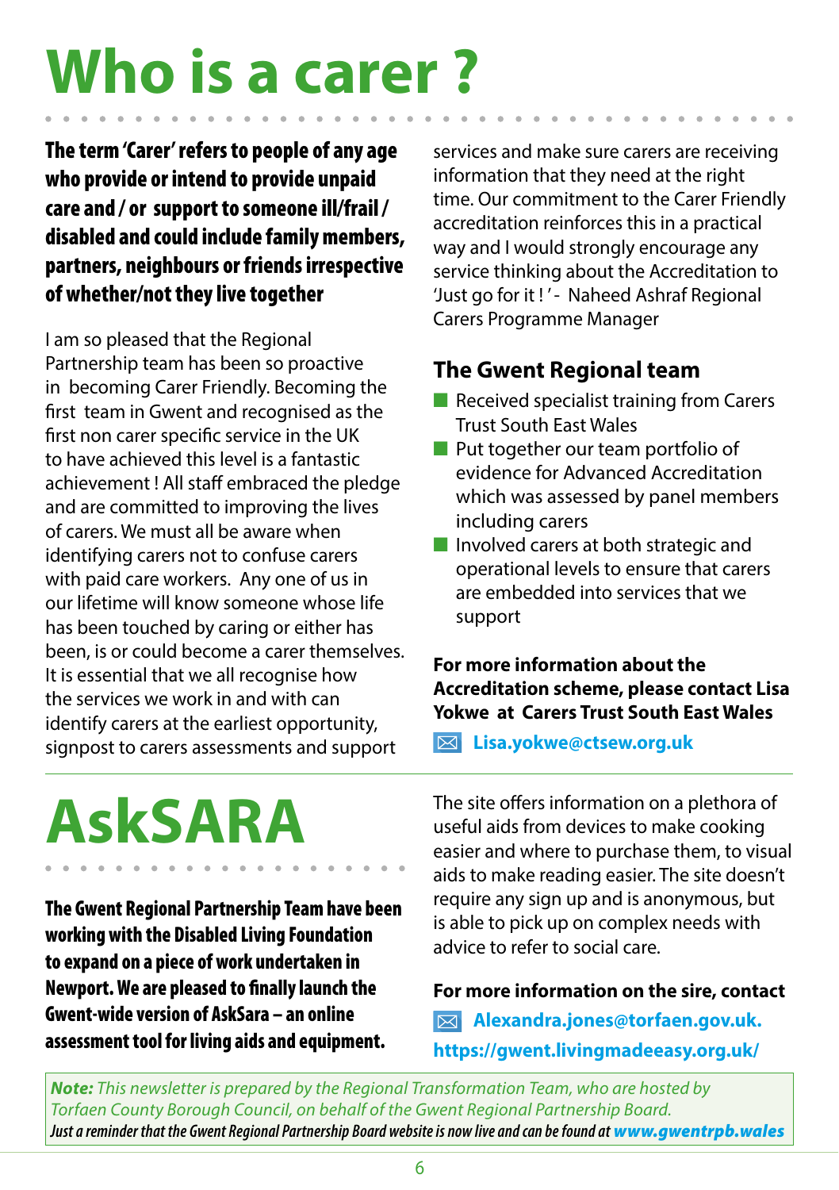# Who is a carer ?

**The term 'Carer' refers to people of any age who provide or intend to provide unpaid care and / or support to someone ill/frail / disabled and could include family members, partners, neighbours or friends irrespective of whether/not they live together**

I am so pleased that the Regional Partnership team has been so proactive in becoming Carer Friendly. Becoming the first team in Gwent and recognised as the first non carer specific service in the UK to have achieved this level is a fantastic achievement ! All staff embraced the pledge and are committed to improving the lives of carers. We must all be aware when identifying carers not to confuse carers with paid care workers. Any one of us in our lifetime will know someone whose life has been touched by caring or either has been, is or could become a carer themselves. It is essential that we all recognise how the services we work in and with can identify carers at the earliest opportunity, signpost to carers assessments and support services and make sure carers are receiving information that they need at the right time. Our commitment to the Carer Friendly accreditation reinforces this in a practical way and I would strongly encourage any service thinking about the Accreditation to 'Just go for it ! ' - Naheed Ashraf Regional Carers Programme Manager

## The Gwent Regional team

- Received specialist training from Carers Trust South East Wales
- Put together our team portfolio of evidence for Advanced Accreditation which was assessed by panel members including carers
- Involved carers at both strategic and operational levels to ensure that carers are embedded into services that we support

**For more information about the Accreditation scheme, please contact Lisa Yokwe at Carers Trust South East Wales**

**Lisa.yokwe@ctsew.org.uk**

# AskSARA

**The Gwent Regional Partnership Team have been working with the Disabled Living Foundation to expand on a piece of work undertaken in Newport. We are pleased to finally launch the Gwent-wide version of AskSara – an online assessment tool for living aids and equipment.**

The site offers information on a plethora of useful aids from devices to make cooking easier and where to purchase them, to visual aids to make reading easier. The site doesn't require any sign up and is anonymous, but is able to pick up on complex needs with advice to refer to social care.

**For more information on the sire, contact**

**Alexandra.jones@torfaen.gov.uk.**

**https://gwent.livingmadeeasy.org.uk/**

***Note:*** *This newsletter is prepared by the Regional Transformation Team, who are hosted by Torfaen County Borough Council, on behalf of the Gwent Regional Partnership Board.*
*Just a reminder that the Gwent Regional Partnership Board website is now live and can be found at* ***www.gwentrpb.wales***